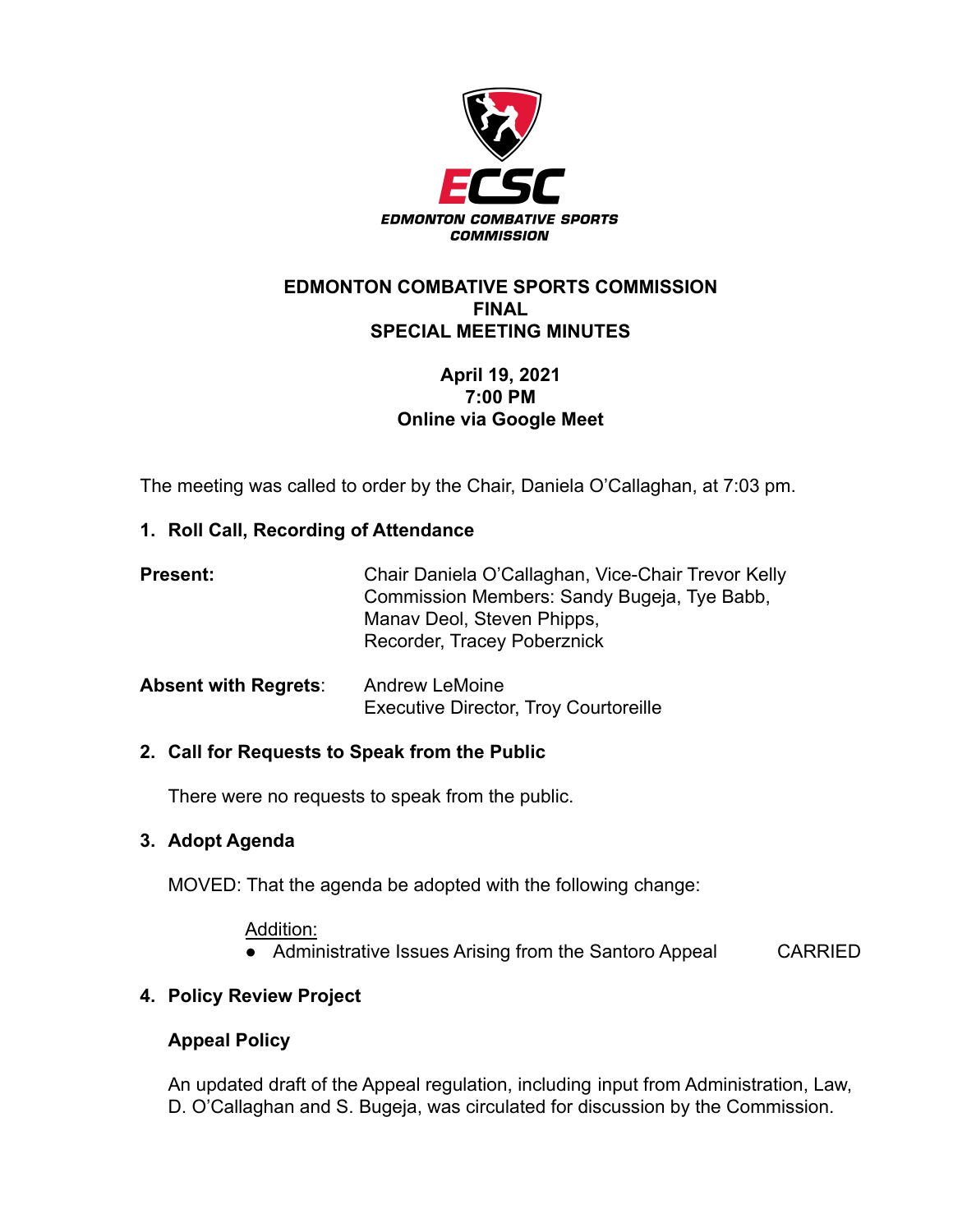ECSC

EDMONTON COMBATIVE SPORTS COMMISSION

# EDMONTON COMBATIVE SPORTS COMMISSION
# FINAL
# SPECIAL MEETING MINUTES

**April 19, 2021**
**7:00 PM**
**Online via Google Meet**

The meeting was called to order by the Chair, Daniela O'Callaghan, at 7:03 pm.

## 1. Roll Call, Recording of Attendance

| | |
|---|---|
| **Present:** | Chair Daniela O'Callaghan, Vice-Chair Trevor Kelly<br>Commission Members: Sandy Bugeja, Tye Babb, Manav Deol, Steven Phipps,<br>Recorder, Tracey Poberznick |
| **Absent with Regrets**: | Andrew LeMoine<br>Executive Director, Troy Courtoreille |

## 2. Call for Requests to Speak from the Public

There were no requests to speak from the public.

## 3. Adopt Agenda

MOVED: That the agenda be adopted with the following change:

Addition:

- Administrative Issues Arising from the Santoro Appeal — CARRIED

## 4. Policy Review Project

### Appeal Policy

An updated draft of the Appeal regulation, including input from Administration, Law, D. O'Callaghan and S. Bugeja, was circulated for discussion by the Commission.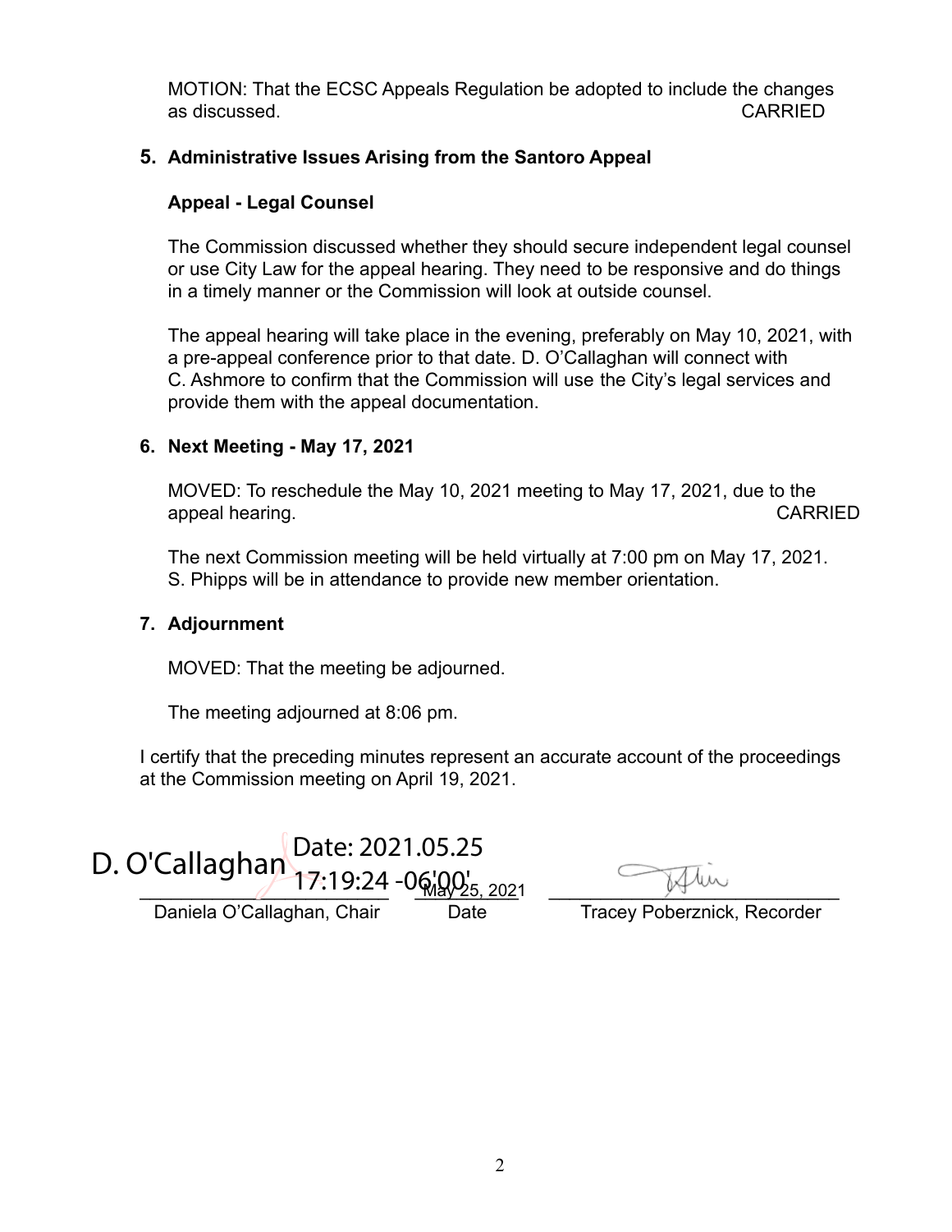MOTION: That the ECSC Appeals Regulation be adopted to include the changes as discussed. CARRIED

**5. Administrative Issues Arising from the Santoro Appeal**

**Appeal - Legal Counsel**

The Commission discussed whether they should secure independent legal counsel or use City Law for the appeal hearing. They need to be responsive and do things in a timely manner or the Commission will look at outside counsel.

The appeal hearing will take place in the evening, preferably on May 10, 2021, with a pre-appeal conference prior to that date. D. O'Callaghan will connect with C. Ashmore to confirm that the Commission will use the City's legal services and provide them with the appeal documentation.

**6. Next Meeting - May 17, 2021**

MOVED: To reschedule the May 10, 2021 meeting to May 17, 2021, due to the appeal hearing. CARRIED

The next Commission meeting will be held virtually at 7:00 pm on May 17, 2021. S. Phipps will be in attendance to provide new member orientation.

**7. Adjournment**

MOVED: That the meeting be adjourned.

The meeting adjourned at 8:06 pm.

I certify that the preceding minutes represent an accurate account of the proceedings at the Commission meeting on April 19, 2021.

D. O'Callaghan Date: 2021.05.25 17:19:24 -06'00'

| | | |
|---|---|---|
| Daniela O'Callaghan, Chair | May 25, 2021<br>Date | Tracey Poberznick, Recorder |